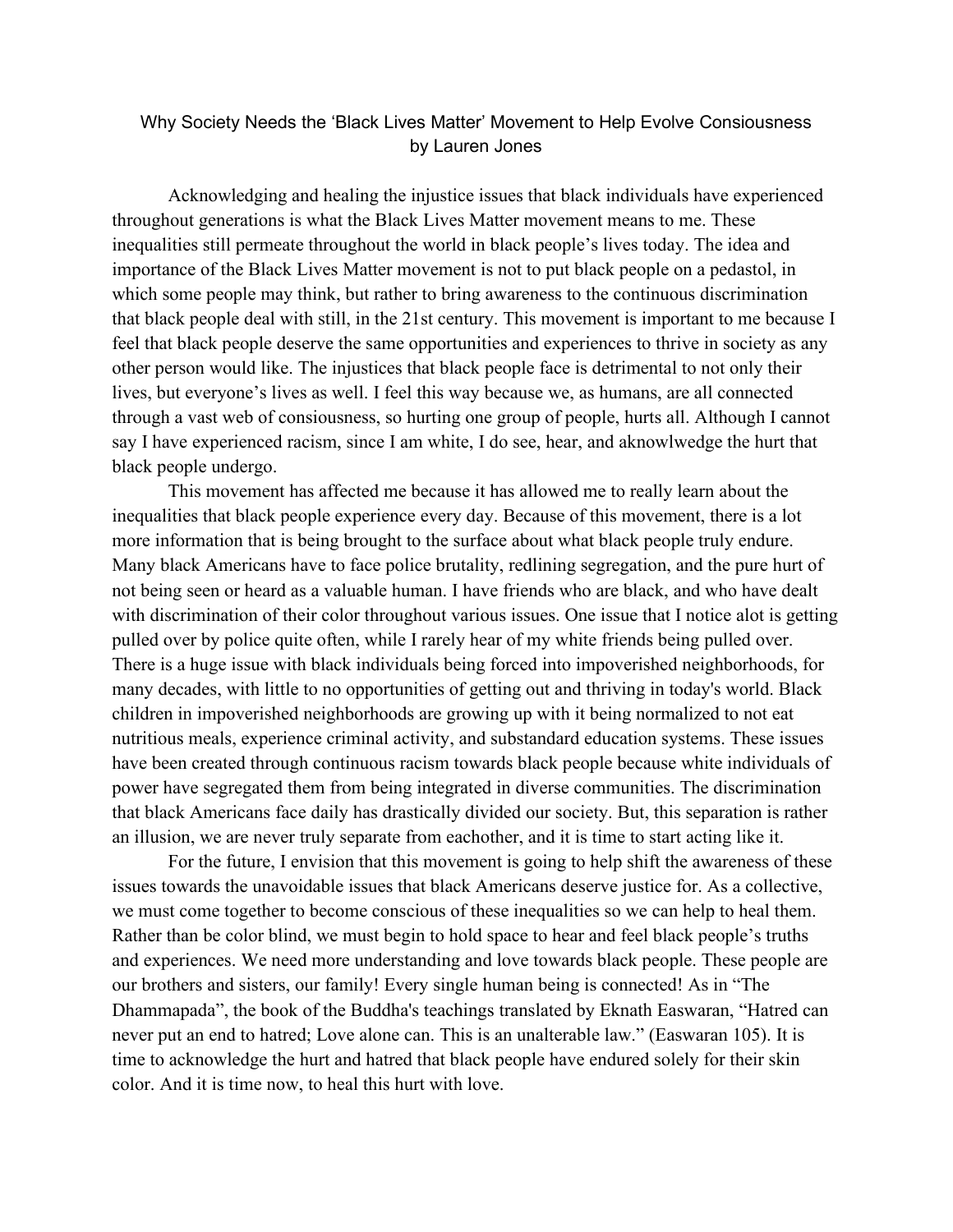# Why Society Needs the 'Black Lives Matter' Movement to Help Evolve Consiousness

by Lauren Jones

Acknowledging and healing the injustice issues that black individuals have experienced throughout generations is what the Black Lives Matter movement means to me. These inequalities still permeate throughout the world in black people's lives today. The idea and importance of the Black Lives Matter movement is not to put black people on a pedastol, in which some people may think, but rather to bring awareness to the continuous discrimination that black people deal with still, in the 21st century. This movement is important to me because I feel that black people deserve the same opportunities and experiences to thrive in society as any other person would like. The injustices that black people face is detrimental to not only their lives, but everyone's lives as well. I feel this way because we, as humans, are all connected through a vast web of consiousness, so hurting one group of people, hurts all. Although I cannot say I have experienced racism, since I am white, I do see, hear, and aknowlwedge the hurt that black people undergo.

This movement has affected me because it has allowed me to really learn about the inequalities that black people experience every day. Because of this movement, there is a lot more information that is being brought to the surface about what black people truly endure. Many black Americans have to face police brutality, redlining segregation, and the pure hurt of not being seen or heard as a valuable human. I have friends who are black, and who have dealt with discrimination of their color throughout various issues. One issue that I notice alot is getting pulled over by police quite often, while I rarely hear of my white friends being pulled over. There is a huge issue with black individuals being forced into impoverished neighborhoods, for many decades, with little to no opportunities of getting out and thriving in today's world. Black children in impoverished neighborhoods are growing up with it being normalized to not eat nutritious meals, experience criminal activity, and substandard education systems. These issues have been created through continuous racism towards black people because white individuals of power have segregated them from being integrated in diverse communities. The discrimination that black Americans face daily has drastically divided our society. But, this separation is rather an illusion, we are never truly separate from eachother, and it is time to start acting like it.

For the future, I envision that this movement is going to help shift the awareness of these issues towards the unavoidable issues that black Americans deserve justice for. As a collective, we must come together to become conscious of these inequalities so we can help to heal them. Rather than be color blind, we must begin to hold space to hear and feel black people's truths and experiences. We need more understanding and love towards black people. These people are our brothers and sisters, our family! Every single human being is connected! As in "The Dhammapada", the book of the Buddha's teachings translated by Eknath Easwaran, "Hatred can never put an end to hatred; Love alone can. This is an unalterable law." (Easwaran 105). It is time to acknowledge the hurt and hatred that black people have endured solely for their skin color. And it is time now, to heal this hurt with love.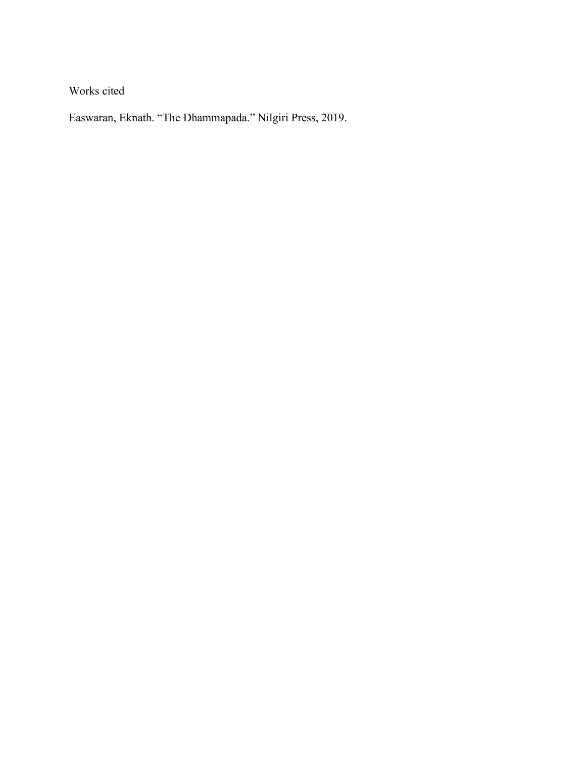Works cited

Easwaran, Eknath. “The Dhammapada.” Nilgiri Press, 2019.